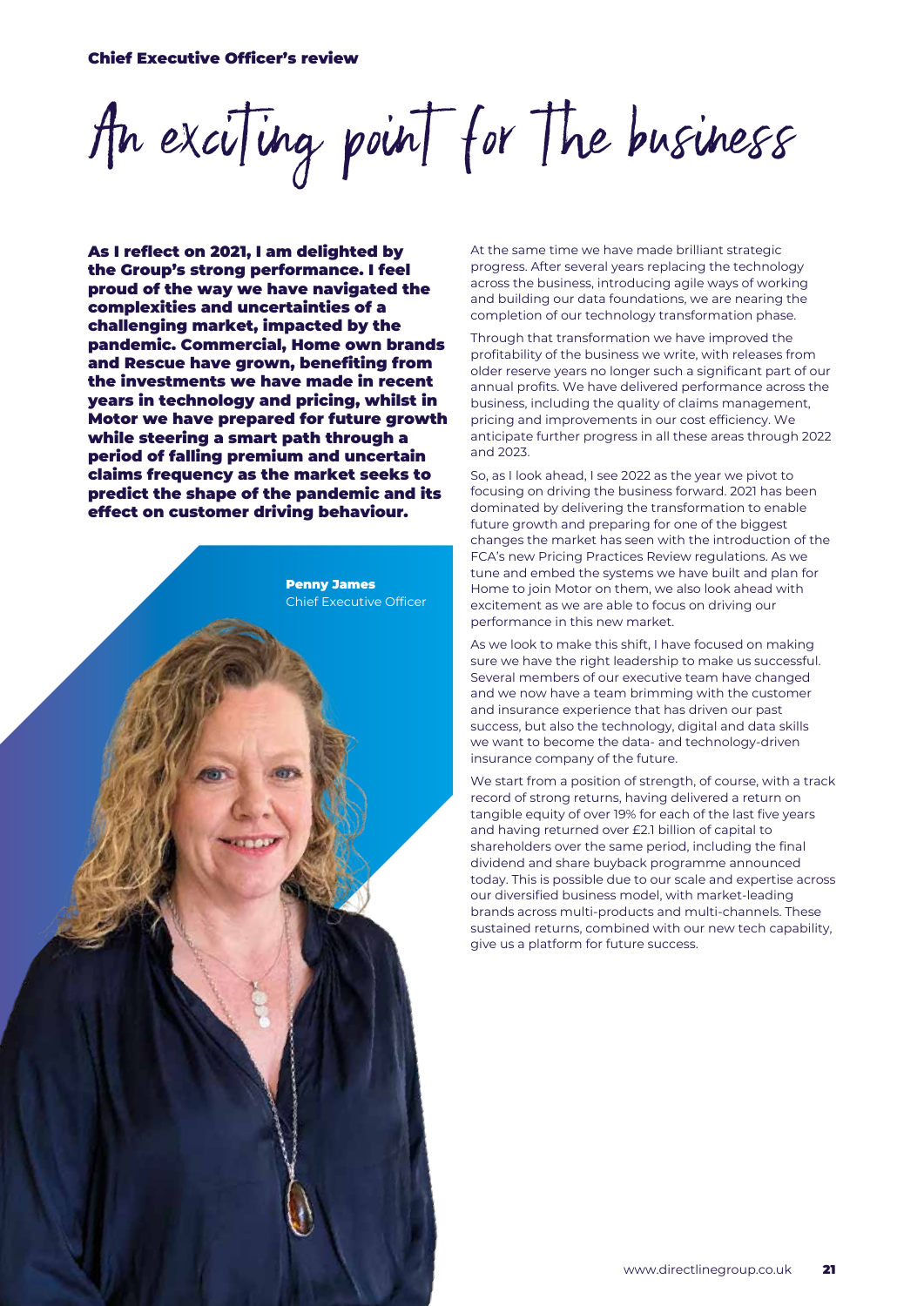Chief Executive Officer's review

# An exciting point for the business

**As I reflect on 2021, I am delighted by the Group's strong performance. I feel proud of the way we have navigated the complexities and uncertainties of a challenging market, impacted by the pandemic. Commercial, Home own brands and Rescue have grown, benefiting from the investments we have made in recent years in technology and pricing, whilst in Motor we have prepared for future growth while steering a smart path through a period of falling premium and uncertain claims frequency as the market seeks to predict the shape of the pandemic and its effect on customer driving behaviour.**

**Penny James**
Chief Executive Officer

At the same time we have made brilliant strategic progress. After several years replacing the technology across the business, introducing agile ways of working and building our data foundations, we are nearing the completion of our technology transformation phase.

Through that transformation we have improved the profitability of the business we write, with releases from older reserve years no longer such a significant part of our annual profits. We have delivered performance across the business, including the quality of claims management, pricing and improvements in our cost efficiency. We anticipate further progress in all these areas through 2022 and 2023.

So, as I look ahead, I see 2022 as the year we pivot to focusing on driving the business forward. 2021 has been dominated by delivering the transformation to enable future growth and preparing for one of the biggest changes the market has seen with the introduction of the FCA's new Pricing Practices Review regulations. As we tune and embed the systems we have built and plan for Home to join Motor on them, we also look ahead with excitement as we are able to focus on driving our performance in this new market.

As we look to make this shift, I have focused on making sure we have the right leadership to make us successful. Several members of our executive team have changed and we now have a team brimming with the customer and insurance experience that has driven our past success, but also the technology, digital and data skills we want to become the data- and technology-driven insurance company of the future.

We start from a position of strength, of course, with a track record of strong returns, having delivered a return on tangible equity of over 19% for each of the last five years and having returned over £2.1 billion of capital to shareholders over the same period, including the final dividend and share buyback programme announced today. This is possible due to our scale and expertise across our diversified business model, with market-leading brands across multi-products and multi-channels. These sustained returns, combined with our new tech capability, give us a platform for future success.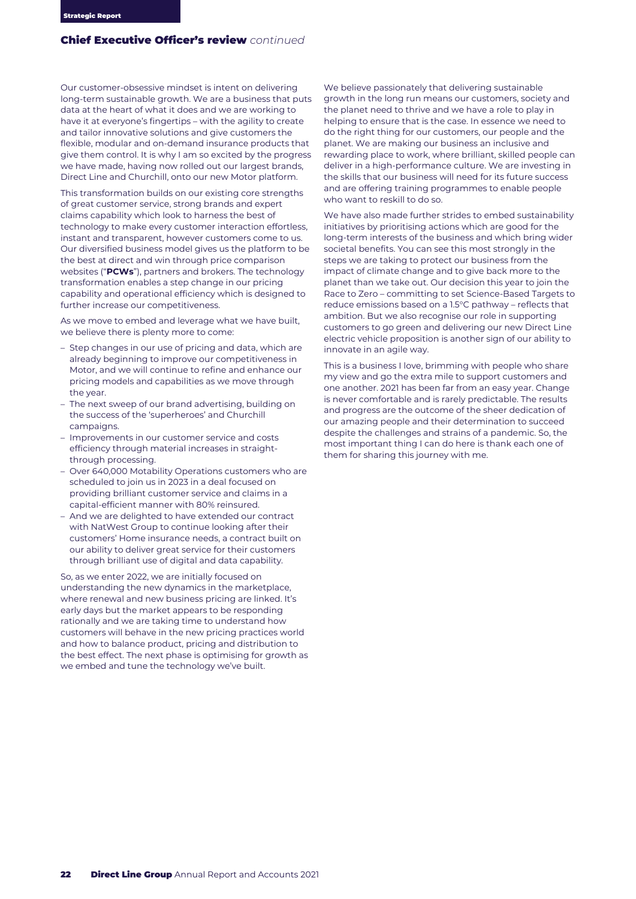## Chief Executive Officer's review *continued*

Our customer-obsessive mindset is intent on delivering long-term sustainable growth. We are a business that puts data at the heart of what it does and we are working to have it at everyone's fingertips – with the agility to create and tailor innovative solutions and give customers the flexible, modular and on-demand insurance products that give them control. It is why I am so excited by the progress we have made, having now rolled out our largest brands, Direct Line and Churchill, onto our new Motor platform.

This transformation builds on our existing core strengths of great customer service, strong brands and expert claims capability which look to harness the best of technology to make every customer interaction effortless, instant and transparent, however customers come to us. Our diversified business model gives us the platform to be the best at direct and win through price comparison websites ("**PCWs**"), partners and brokers. The technology transformation enables a step change in our pricing capability and operational efficiency which is designed to further increase our competitiveness.

As we move to embed and leverage what we have built, we believe there is plenty more to come:

- Step changes in our use of pricing and data, which are already beginning to improve our competitiveness in Motor, and we will continue to refine and enhance our pricing models and capabilities as we move through the year.
- The next sweep of our brand advertising, building on the success of the 'superheroes' and Churchill campaigns.
- Improvements in our customer service and costs efficiency through material increases in straight-through processing.
- Over 640,000 Motability Operations customers who are scheduled to join us in 2023 in a deal focused on providing brilliant customer service and claims in a capital-efficient manner with 80% reinsured.
- And we are delighted to have extended our contract with NatWest Group to continue looking after their customers' Home insurance needs, a contract built on our ability to deliver great service for their customers through brilliant use of digital and data capability.

So, as we enter 2022, we are initially focused on understanding the new dynamics in the marketplace, where renewal and new business pricing are linked. It's early days but the market appears to be responding rationally and we are taking time to understand how customers will behave in the new pricing practices world and how to balance product, pricing and distribution to the best effect. The next phase is optimising for growth as we embed and tune the technology we've built.

We believe passionately that delivering sustainable growth in the long run means our customers, society and the planet need to thrive and we have a role to play in helping to ensure that is the case. In essence we need to do the right thing for our customers, our people and the planet. We are making our business an inclusive and rewarding place to work, where brilliant, skilled people can deliver in a high-performance culture. We are investing in the skills that our business will need for its future success and are offering training programmes to enable people who want to reskill to do so.

We have also made further strides to embed sustainability initiatives by prioritising actions which are good for the long-term interests of the business and which bring wider societal benefits. You can see this most strongly in the steps we are taking to protect our business from the impact of climate change and to give back more to the planet than we take out. Our decision this year to join the Race to Zero – committing to set Science-Based Targets to reduce emissions based on a 1.5°C pathway – reflects that ambition. But we also recognise our role in supporting customers to go green and delivering our new Direct Line electric vehicle proposition is another sign of our ability to innovate in an agile way.

This is a business I love, brimming with people who share my view and go the extra mile to support customers and one another. 2021 has been far from an easy year. Change is never comfortable and is rarely predictable. The results and progress are the outcome of the sheer dedication of our amazing people and their determination to succeed despite the challenges and strains of a pandemic. So, the most important thing I can do here is thank each one of them for sharing this journey with me.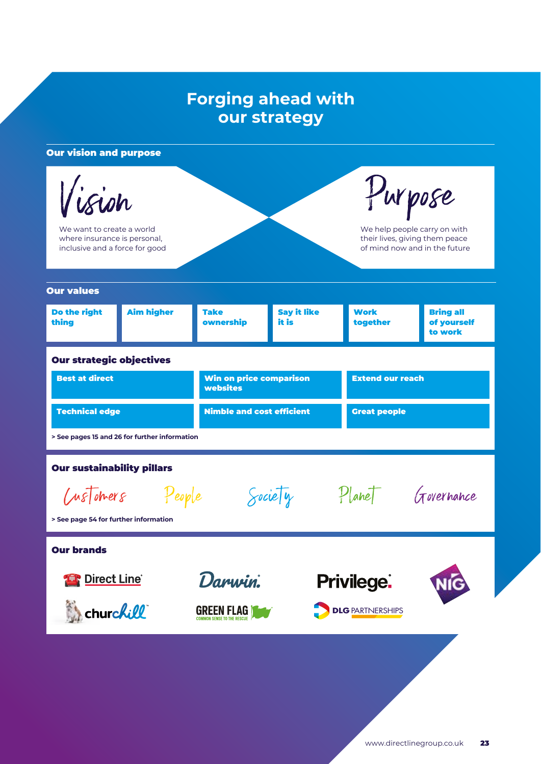# Forging ahead with our strategy

## Our vision and purpose

### Vision

We want to create a world where insurance is personal, inclusive and a force for good

### Purpose

We help people carry on with their lives, giving them peace of mind now and in the future

## Our values

- **Do the right thing**
- **Aim higher**
- **Take ownership**
- **Say it like it is**
- **Work together**
- **Bring all of yourself to work**

## Our strategic objectives

- **Best at direct**
- **Win on price comparison websites**
- **Extend our reach**
- **Technical edge**
- **Nimble and cost efficient**
- **Great people**

**> See pages 15 and 26 for further information**

## Our sustainability pillars

Customers | People | Society | Planet | Governance

**> See page 54 for further information**

## Our brands

Direct Line | Darwin | Privilege | NIG | churchill | GREEN FLAG COMMON SENSE TO THE RESCUE | DLG PARTNERSHIPS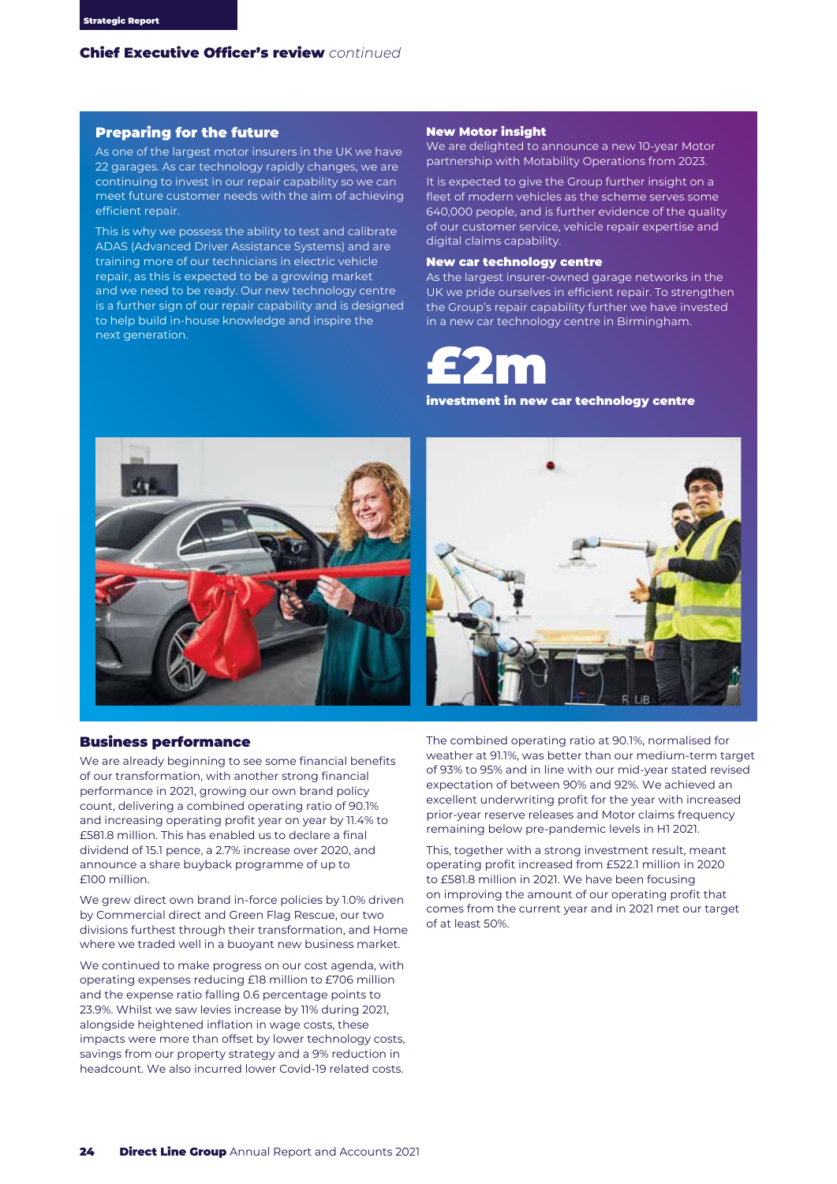## Chief Executive Officer's review *continued*

### Preparing for the future

As one of the largest motor insurers in the UK we have 22 garages. As car technology rapidly changes, we are continuing to invest in our repair capability so we can meet future customer needs with the aim of achieving efficient repair.

This is why we possess the ability to test and calibrate ADAS (Advanced Driver Assistance Systems) and are training more of our technicians in electric vehicle repair, as this is expected to be a growing market and we need to be ready. Our new technology centre is a further sign of our repair capability and is designed to help build in-house knowledge and inspire the next generation.

#### New Motor insight

We are delighted to announce a new 10-year Motor partnership with Motability Operations from 2023.

It is expected to give the Group further insight on a fleet of modern vehicles as the scheme serves some 640,000 people, and is further evidence of the quality of our customer service, vehicle repair expertise and digital claims capability.

#### New car technology centre

As the largest insurer-owned garage networks in the UK we pride ourselves in efficient repair. To strengthen the Group's repair capability further we have invested in a new car technology centre in Birmingham.

**£2m**

**investment in new car technology centre**

### Business performance

We are already beginning to see some financial benefits of our transformation, with another strong financial performance in 2021, growing our own brand policy count, delivering a combined operating ratio of 90.1% and increasing operating profit year on year by 11.4% to £581.8 million. This has enabled us to declare a final dividend of 15.1 pence, a 2.7% increase over 2020, and announce a share buyback programme of up to £100 million.

We grew direct own brand in-force policies by 1.0% driven by Commercial direct and Green Flag Rescue, our two divisions furthest through their transformation, and Home where we traded well in a buoyant new business market.

We continued to make progress on our cost agenda, with operating expenses reducing £18 million to £706 million and the expense ratio falling 0.6 percentage points to 23.9%. Whilst we saw levies increase by 11% during 2021, alongside heightened inflation in wage costs, these impacts were more than offset by lower technology costs, savings from our property strategy and a 9% reduction in headcount. We also incurred lower Covid-19 related costs.

The combined operating ratio at 90.1%, normalised for weather at 91.1%, was better than our medium-term target of 93% to 95% and in line with our mid-year stated revised expectation of between 90% and 92%. We achieved an excellent underwriting profit for the year with increased prior-year reserve releases and Motor claims frequency remaining below pre-pandemic levels in H1 2021.

This, together with a strong investment result, meant operating profit increased from £522.1 million in 2020 to £581.8 million in 2021. We have been focusing on improving the amount of our operating profit that comes from the current year and in 2021 met our target of at least 50%.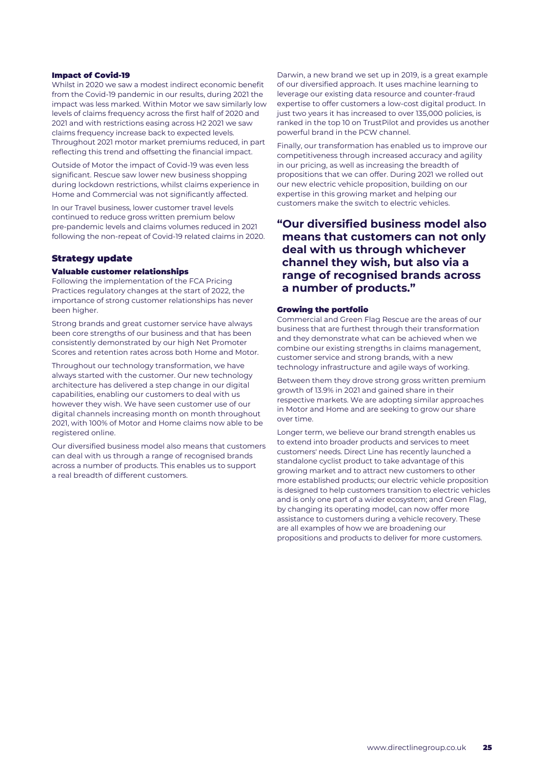### Impact of Covid-19

Whilst in 2020 we saw a modest indirect economic benefit from the Covid-19 pandemic in our results, during 2021 the impact was less marked. Within Motor we saw similarly low levels of claims frequency across the first half of 2020 and 2021 and with restrictions easing across H2 2021 we saw claims frequency increase back to expected levels. Throughout 2021 motor market premiums reduced, in part reflecting this trend and offsetting the financial impact.

Outside of Motor the impact of Covid-19 was even less significant. Rescue saw lower new business shopping during lockdown restrictions, whilst claims experience in Home and Commercial was not significantly affected.

In our Travel business, lower customer travel levels continued to reduce gross written premium below pre-pandemic levels and claims volumes reduced in 2021 following the non-repeat of Covid-19 related claims in 2020.

## Strategy update

### Valuable customer relationships

Following the implementation of the FCA Pricing Practices regulatory changes at the start of 2022, the importance of strong customer relationships has never been higher.

Strong brands and great customer service have always been core strengths of our business and that has been consistently demonstrated by our high Net Promoter Scores and retention rates across both Home and Motor.

Throughout our technology transformation, we have always started with the customer. Our new technology architecture has delivered a step change in our digital capabilities, enabling our customers to deal with us however they wish. We have seen customer use of our digital channels increasing month on month throughout 2021, with 100% of Motor and Home claims now able to be registered online.

Our diversified business model also means that customers can deal with us through a range of recognised brands across a number of products. This enables us to support a real breadth of different customers.

Darwin, a new brand we set up in 2019, is a great example of our diversified approach. It uses machine learning to leverage our existing data resource and counter-fraud expertise to offer customers a low-cost digital product. In just two years it has increased to over 135,000 policies, is ranked in the top 10 on TrustPilot and provides us another powerful brand in the PCW channel.

Finally, our transformation has enabled us to improve our competitiveness through increased accuracy and agility in our pricing, as well as increasing the breadth of propositions that we can offer. During 2021 we rolled out our new electric vehicle proposition, building on our expertise in this growing market and helping our customers make the switch to electric vehicles.

> **"Our diversified business model also means that customers can not only deal with us through whichever channel they wish, but also via a range of recognised brands across a number of products."**

### Growing the portfolio

Commercial and Green Flag Rescue are the areas of our business that are furthest through their transformation and they demonstrate what can be achieved when we combine our existing strengths in claims management, customer service and strong brands, with a new technology infrastructure and agile ways of working.

Between them they drove strong gross written premium growth of 13.9% in 2021 and gained share in their respective markets. We are adopting similar approaches in Motor and Home and are seeking to grow our share over time.

Longer term, we believe our brand strength enables us to extend into broader products and services to meet customers' needs. Direct Line has recently launched a standalone cyclist product to take advantage of this growing market and to attract new customers to other more established products; our electric vehicle proposition is designed to help customers transition to electric vehicles and is only one part of a wider ecosystem; and Green Flag, by changing its operating model, can now offer more assistance to customers during a vehicle recovery. These are all examples of how we are broadening our propositions and products to deliver for more customers.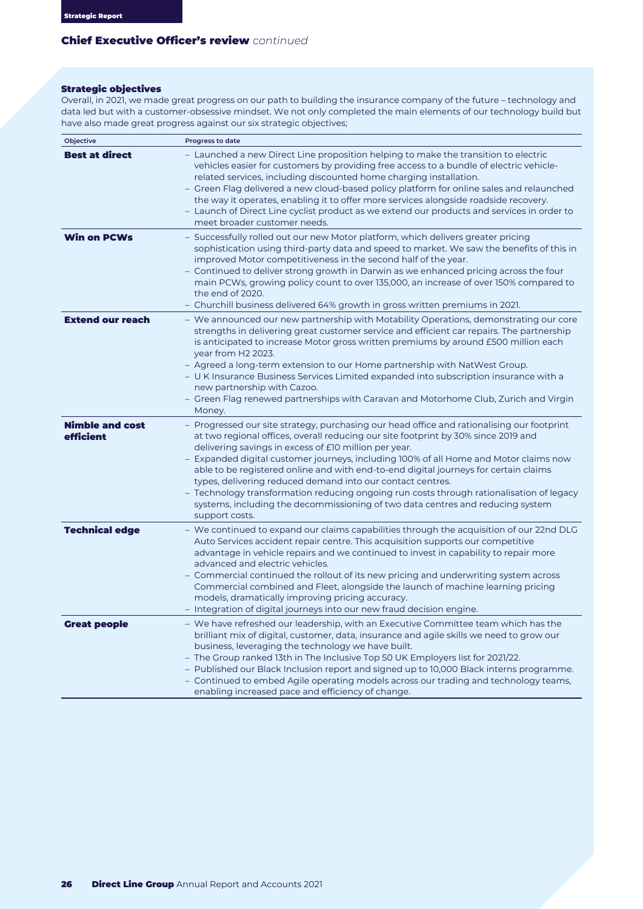## Chief Executive Officer's review *continued*

### Strategic objectives

Overall, in 2021, we made great progress on our path to building the insurance company of the future – technology and data led but with a customer-obsessive mindset. We not only completed the main elements of our technology build but have also made great progress against our six strategic objectives;

| Objective | Progress to date |
|---|---|
| **Best at direct** | – Launched a new Direct Line proposition helping to make the transition to electric vehicles easier for customers by providing free access to a bundle of electric vehicle-related services, including discounted home charging installation.<br>– Green Flag delivered a new cloud-based policy platform for online sales and relaunched the way it operates, enabling it to offer more services alongside roadside recovery.<br>– Launch of Direct Line cyclist product as we extend our products and services in order to meet broader customer needs. |
| **Win on PCWs** | – Successfully rolled out our new Motor platform, which delivers greater pricing sophistication using third-party data and speed to market. We saw the benefits of this in improved Motor competitiveness in the second half of the year.<br>– Continued to deliver strong growth in Darwin as we enhanced pricing across the four main PCWs, growing policy count to over 135,000, an increase of over 150% compared to the end of 2020.<br>– Churchill business delivered 64% growth in gross written premiums in 2021. |
| **Extend our reach** | – We announced our new partnership with Motability Operations, demonstrating our core strengths in delivering great customer service and efficient car repairs. The partnership is anticipated to increase Motor gross written premiums by around £500 million each year from H2 2023.<br>– Agreed a long-term extension to our Home partnership with NatWest Group.<br>– U K Insurance Business Services Limited expanded into subscription insurance with a new partnership with Cazoo.<br>– Green Flag renewed partnerships with Caravan and Motorhome Club, Zurich and Virgin Money. |
| **Nimble and cost efficient** | – Progressed our site strategy, purchasing our head office and rationalising our footprint at two regional offices, overall reducing our site footprint by 30% since 2019 and delivering savings in excess of £10 million per year.<br>– Expanded digital customer journeys, including 100% of all Home and Motor claims now able to be registered online and with end-to-end digital journeys for certain claims types, delivering reduced demand into our contact centres.<br>– Technology transformation reducing ongoing run costs through rationalisation of legacy systems, including the decommissioning of two data centres and reducing system support costs. |
| **Technical edge** | – We continued to expand our claims capabilities through the acquisition of our 22nd DLG Auto Services accident repair centre. This acquisition supports our competitive advantage in vehicle repairs and we continued to invest in capability to repair more advanced and electric vehicles.<br>– Commercial continued the rollout of its new pricing and underwriting system across Commercial combined and Fleet, alongside the launch of machine learning pricing models, dramatically improving pricing accuracy.<br>– Integration of digital journeys into our new fraud decision engine. |
| **Great people** | – We have refreshed our leadership, with an Executive Committee team which has the brilliant mix of digital, customer, data, insurance and agile skills we need to grow our business, leveraging the technology we have built.<br>– The Group ranked 13th in The Inclusive Top 50 UK Employers list for 2021/22.<br>– Published our Black Inclusion report and signed up to 10,000 Black interns programme.<br>– Continued to embed Agile operating models across our trading and technology teams, enabling increased pace and efficiency of change. |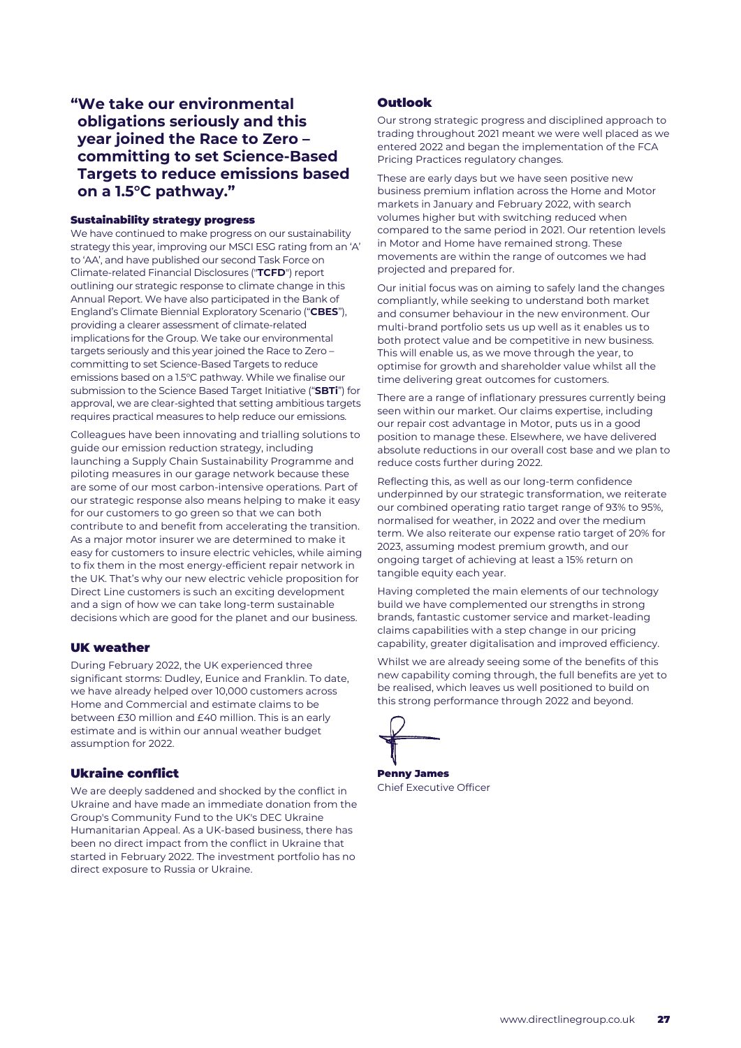**"We take our environmental obligations seriously and this year joined the Race to Zero – committing to set Science-Based Targets to reduce emissions based on a 1.5°C pathway."**

### Sustainability strategy progress

We have continued to make progress on our sustainability strategy this year, improving our MSCI ESG rating from an 'A' to 'AA', and have published our second Task Force on Climate-related Financial Disclosures ("**TCFD**") report outlining our strategic response to climate change in this Annual Report. We have also participated in the Bank of England's Climate Biennial Exploratory Scenario ("**CBES**"), providing a clearer assessment of climate-related implications for the Group. We take our environmental targets seriously and this year joined the Race to Zero – committing to set Science-Based Targets to reduce emissions based on a 1.5°C pathway. While we finalise our submission to the Science Based Target Initiative ("**SBTi**") for approval, we are clear-sighted that setting ambitious targets requires practical measures to help reduce our emissions.

Colleagues have been innovating and trialling solutions to guide our emission reduction strategy, including launching a Supply Chain Sustainability Programme and piloting measures in our garage network because these are some of our most carbon-intensive operations. Part of our strategic response also means helping to make it easy for our customers to go green so that we can both contribute to and benefit from accelerating the transition. As a major motor insurer we are determined to make it easy for customers to insure electric vehicles, while aiming to fix them in the most energy-efficient repair network in the UK. That's why our new electric vehicle proposition for Direct Line customers is such an exciting development and a sign of how we can take long-term sustainable decisions which are good for the planet and our business.

## UK weather

During February 2022, the UK experienced three significant storms: Dudley, Eunice and Franklin. To date, we have already helped over 10,000 customers across Home and Commercial and estimate claims to be between £30 million and £40 million. This is an early estimate and is within our annual weather budget assumption for 2022.

## Ukraine conflict

We are deeply saddened and shocked by the conflict in Ukraine and have made an immediate donation from the Group's Community Fund to the UK's DEC Ukraine Humanitarian Appeal. As a UK-based business, there has been no direct impact from the conflict in Ukraine that started in February 2022. The investment portfolio has no direct exposure to Russia or Ukraine.

## Outlook

Our strong strategic progress and disciplined approach to trading throughout 2021 meant we were well placed as we entered 2022 and began the implementation of the FCA Pricing Practices regulatory changes.

These are early days but we have seen positive new business premium inflation across the Home and Motor markets in January and February 2022, with search volumes higher but with switching reduced when compared to the same period in 2021. Our retention levels in Motor and Home have remained strong. These movements are within the range of outcomes we had projected and prepared for.

Our initial focus was on aiming to safely land the changes compliantly, while seeking to understand both market and consumer behaviour in the new environment. Our multi-brand portfolio sets us up well as it enables us to both protect value and be competitive in new business. This will enable us, as we move through the year, to optimise for growth and shareholder value whilst all the time delivering great outcomes for customers.

There are a range of inflationary pressures currently being seen within our market. Our claims expertise, including our repair cost advantage in Motor, puts us in a good position to manage these. Elsewhere, we have delivered absolute reductions in our overall cost base and we plan to reduce costs further during 2022.

Reflecting this, as well as our long-term confidence underpinned by our strategic transformation, we reiterate our combined operating ratio target range of 93% to 95%, normalised for weather, in 2022 and over the medium term. We also reiterate our expense ratio target of 20% for 2023, assuming modest premium growth, and our ongoing target of achieving at least a 15% return on tangible equity each year.

Having completed the main elements of our technology build we have complemented our strengths in strong brands, fantastic customer service and market-leading claims capabilities with a step change in our pricing capability, greater digitalisation and improved efficiency.

Whilst we are already seeing some of the benefits of this new capability coming through, the full benefits are yet to be realised, which leaves us well positioned to build on this strong performance through 2022 and beyond.

**Penny James**
Chief Executive Officer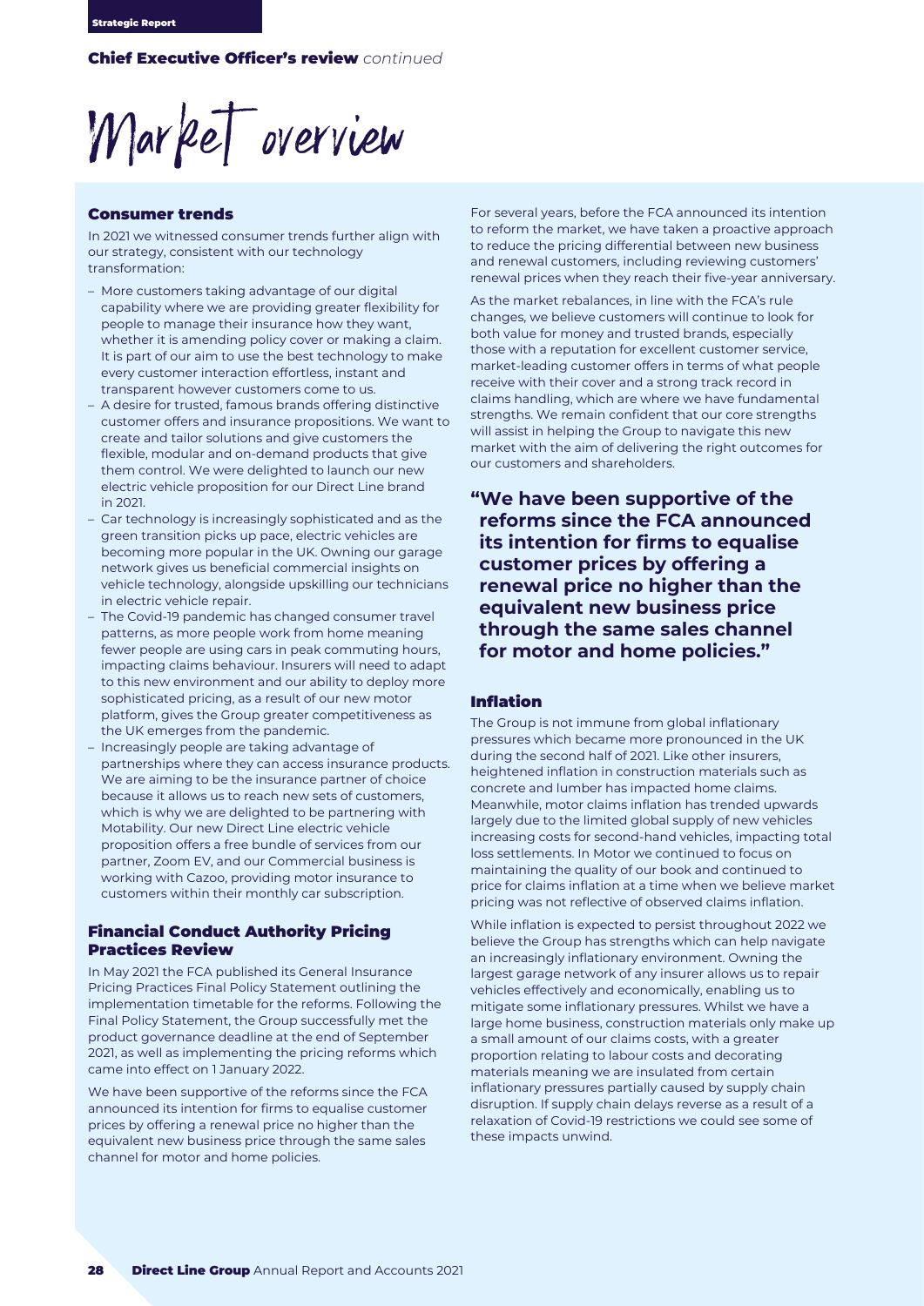## Chief Executive Officer's review *continued*

# Market overview

### Consumer trends

In 2021 we witnessed consumer trends further align with our strategy, consistent with our technology transformation:

- More customers taking advantage of our digital capability where we are providing greater flexibility for people to manage their insurance how they want, whether it is amending policy cover or making a claim. It is part of our aim to use the best technology to make every customer interaction effortless, instant and transparent however customers come to us.
- A desire for trusted, famous brands offering distinctive customer offers and insurance propositions. We want to create and tailor solutions and give customers the flexible, modular and on-demand products that give them control. We were delighted to launch our new electric vehicle proposition for our Direct Line brand in 2021.
- Car technology is increasingly sophisticated and as the green transition picks up pace, electric vehicles are becoming more popular in the UK. Owning our garage network gives us beneficial commercial insights on vehicle technology, alongside upskilling our technicians in electric vehicle repair.
- The Covid-19 pandemic has changed consumer travel patterns, as more people work from home meaning fewer people are using cars in peak commuting hours, impacting claims behaviour. Insurers will need to adapt to this new environment and our ability to deploy more sophisticated pricing, as a result of our new motor platform, gives the Group greater competitiveness as the UK emerges from the pandemic.
- Increasingly people are taking advantage of partnerships where they can access insurance products. We are aiming to be the insurance partner of choice because it allows us to reach new sets of customers, which is why we are delighted to be partnering with Motability. Our new Direct Line electric vehicle proposition offers a free bundle of services from our partner, Zoom EV, and our Commercial business is working with Cazoo, providing motor insurance to customers within their monthly car subscription.

### Financial Conduct Authority Pricing Practices Review

In May 2021 the FCA published its General Insurance Pricing Practices Final Policy Statement outlining the implementation timetable for the reforms. Following the Final Policy Statement, the Group successfully met the product governance deadline at the end of September 2021, as well as implementing the pricing reforms which came into effect on 1 January 2022.

We have been supportive of the reforms since the FCA announced its intention for firms to equalise customer prices by offering a renewal price no higher than the equivalent new business price through the same sales channel for motor and home policies.

For several years, before the FCA announced its intention to reform the market, we have taken a proactive approach to reduce the pricing differential between new business and renewal customers, including reviewing customers' renewal prices when they reach their five-year anniversary.

As the market rebalances, in line with the FCA's rule changes, we believe customers will continue to look for both value for money and trusted brands, especially those with a reputation for excellent customer service, market-leading customer offers in terms of what people receive with their cover and a strong track record in claims handling, which are where we have fundamental strengths. We remain confident that our core strengths will assist in helping the Group to navigate this new market with the aim of delivering the right outcomes for our customers and shareholders.

> **"We have been supportive of the reforms since the FCA announced its intention for firms to equalise customer prices by offering a renewal price no higher than the equivalent new business price through the same sales channel for motor and home policies."**

### Inflation

The Group is not immune from global inflationary pressures which became more pronounced in the UK during the second half of 2021. Like other insurers, heightened inflation in construction materials such as concrete and lumber has impacted home claims. Meanwhile, motor claims inflation has trended upwards largely due to the limited global supply of new vehicles increasing costs for second-hand vehicles, impacting total loss settlements. In Motor we continued to focus on maintaining the quality of our book and continued to price for claims inflation at a time when we believe market pricing was not reflective of observed claims inflation.

While inflation is expected to persist throughout 2022 we believe the Group has strengths which can help navigate an increasingly inflationary environment. Owning the largest garage network of any insurer allows us to repair vehicles effectively and economically, enabling us to mitigate some inflationary pressures. Whilst we have a large home business, construction materials only make up a small amount of our claims costs, with a greater proportion relating to labour costs and decorating materials meaning we are insulated from certain inflationary pressures partially caused by supply chain disruption. If supply chain delays reverse as a result of a relaxation of Covid-19 restrictions we could see some of these impacts unwind.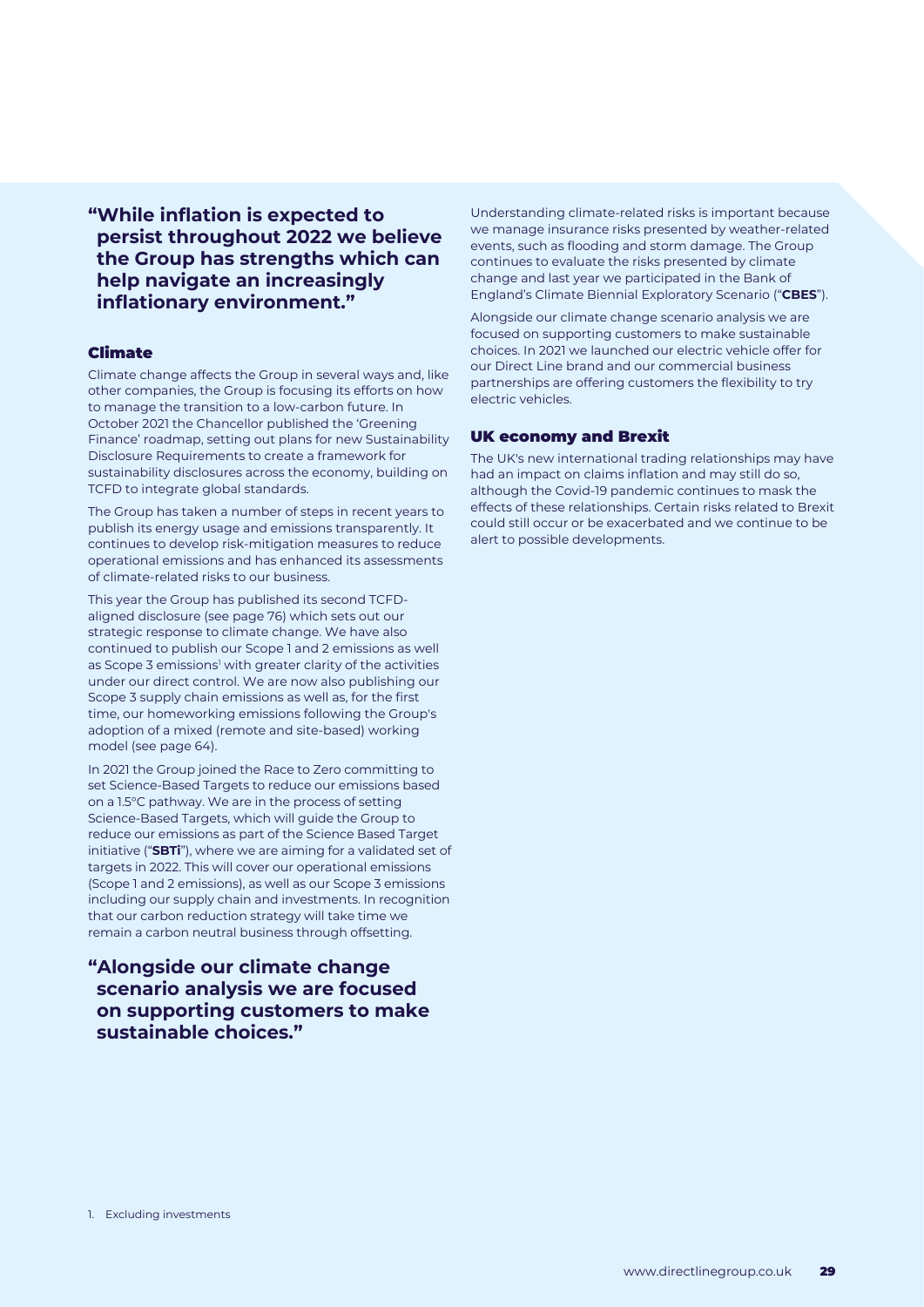**"While inflation is expected to persist throughout 2022 we believe the Group has strengths which can help navigate an increasingly inflationary environment."**

## Climate

Climate change affects the Group in several ways and, like other companies, the Group is focusing its efforts on how to manage the transition to a low-carbon future. In October 2021 the Chancellor published the 'Greening Finance' roadmap, setting out plans for new Sustainability Disclosure Requirements to create a framework for sustainability disclosures across the economy, building on TCFD to integrate global standards.

The Group has taken a number of steps in recent years to publish its energy usage and emissions transparently. It continues to develop risk-mitigation measures to reduce operational emissions and has enhanced its assessments of climate-related risks to our business.

This year the Group has published its second TCFD-aligned disclosure (see page 76) which sets out our strategic response to climate change. We have also continued to publish our Scope 1 and 2 emissions as well as Scope 3 emissions[1] with greater clarity of the activities under our direct control. We are now also publishing our Scope 3 supply chain emissions as well as, for the first time, our homeworking emissions following the Group's adoption of a mixed (remote and site-based) working model (see page 64).

In 2021 the Group joined the Race to Zero committing to set Science-Based Targets to reduce our emissions based on a 1.5°C pathway. We are in the process of setting Science-Based Targets, which will guide the Group to reduce our emissions as part of the Science Based Target initiative ("**SBTi**"), where we are aiming for a validated set of targets in 2022. This will cover our operational emissions (Scope 1 and 2 emissions), as well as our Scope 3 emissions including our supply chain and investments. In recognition that our carbon reduction strategy will take time we remain a carbon neutral business through offsetting.

**"Alongside our climate change scenario analysis we are focused on supporting customers to make sustainable choices."**

Understanding climate-related risks is important because we manage insurance risks presented by weather-related events, such as flooding and storm damage. The Group continues to evaluate the risks presented by climate change and last year we participated in the Bank of England's Climate Biennial Exploratory Scenario ("**CBES**").

Alongside our climate change scenario analysis we are focused on supporting customers to make sustainable choices. In 2021 we launched our electric vehicle offer for our Direct Line brand and our commercial business partnerships are offering customers the flexibility to try electric vehicles.

## UK economy and Brexit

The UK's new international trading relationships may have had an impact on claims inflation and may still do so, although the Covid-19 pandemic continues to mask the effects of these relationships. Certain risks related to Brexit could still occur or be exacerbated and we continue to be alert to possible developments.

1. Excluding investments